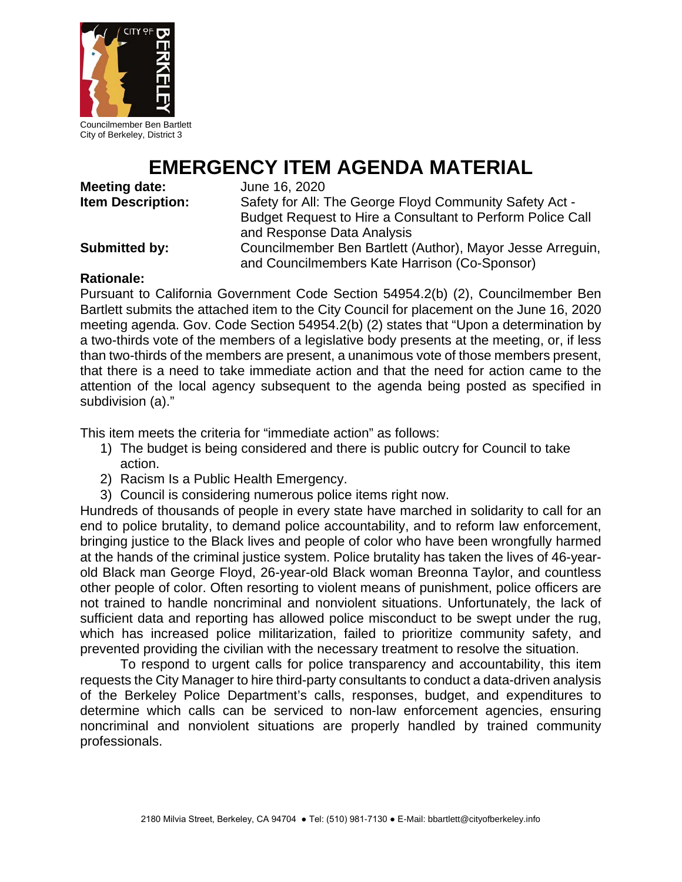Councilmember Ben Bartlett
City of Berkeley, District 3

# EMERGENCY ITEM AGENDA MATERIAL

**Meeting date:** June 16, 2020

**Item Description:** Safety for All: The George Floyd Community Safety Act - Budget Request to Hire a Consultant to Perform Police Call and Response Data Analysis

**Submitted by:** Councilmember Ben Bartlett (Author), Mayor Jesse Arreguin, and Councilmembers Kate Harrison (Co-Sponsor)

**Rationale:**

Pursuant to California Government Code Section 54954.2(b) (2), Councilmember Ben Bartlett submits the attached item to the City Council for placement on the June 16, 2020 meeting agenda. Gov. Code Section 54954.2(b) (2) states that "Upon a determination by a two-thirds vote of the members of a legislative body presents at the meeting, or, if less than two-thirds of the members are present, a unanimous vote of those members present, that there is a need to take immediate action and that the need for action came to the attention of the local agency subsequent to the agenda being posted as specified in subdivision (a)."

This item meets the criteria for "immediate action" as follows:

1) The budget is being considered and there is public outcry for Council to take action.
2) Racism Is a Public Health Emergency.
3) Council is considering numerous police items right now.

Hundreds of thousands of people in every state have marched in solidarity to call for an end to police brutality, to demand police accountability, and to reform law enforcement, bringing justice to the Black lives and people of color who have been wrongfully harmed at the hands of the criminal justice system. Police brutality has taken the lives of 46-year-old Black man George Floyd, 26-year-old Black woman Breonna Taylor, and countless other people of color. Often resorting to violent means of punishment, police officers are not trained to handle noncriminal and nonviolent situations. Unfortunately, the lack of sufficient data and reporting has allowed police misconduct to be swept under the rug, which has increased police militarization, failed to prioritize community safety, and prevented providing the civilian with the necessary treatment to resolve the situation.

To respond to urgent calls for police transparency and accountability, this item requests the City Manager to hire third-party consultants to conduct a data-driven analysis of the Berkeley Police Department's calls, responses, budget, and expenditures to determine which calls can be serviced to non-law enforcement agencies, ensuring noncriminal and nonviolent situations are properly handled by trained community professionals.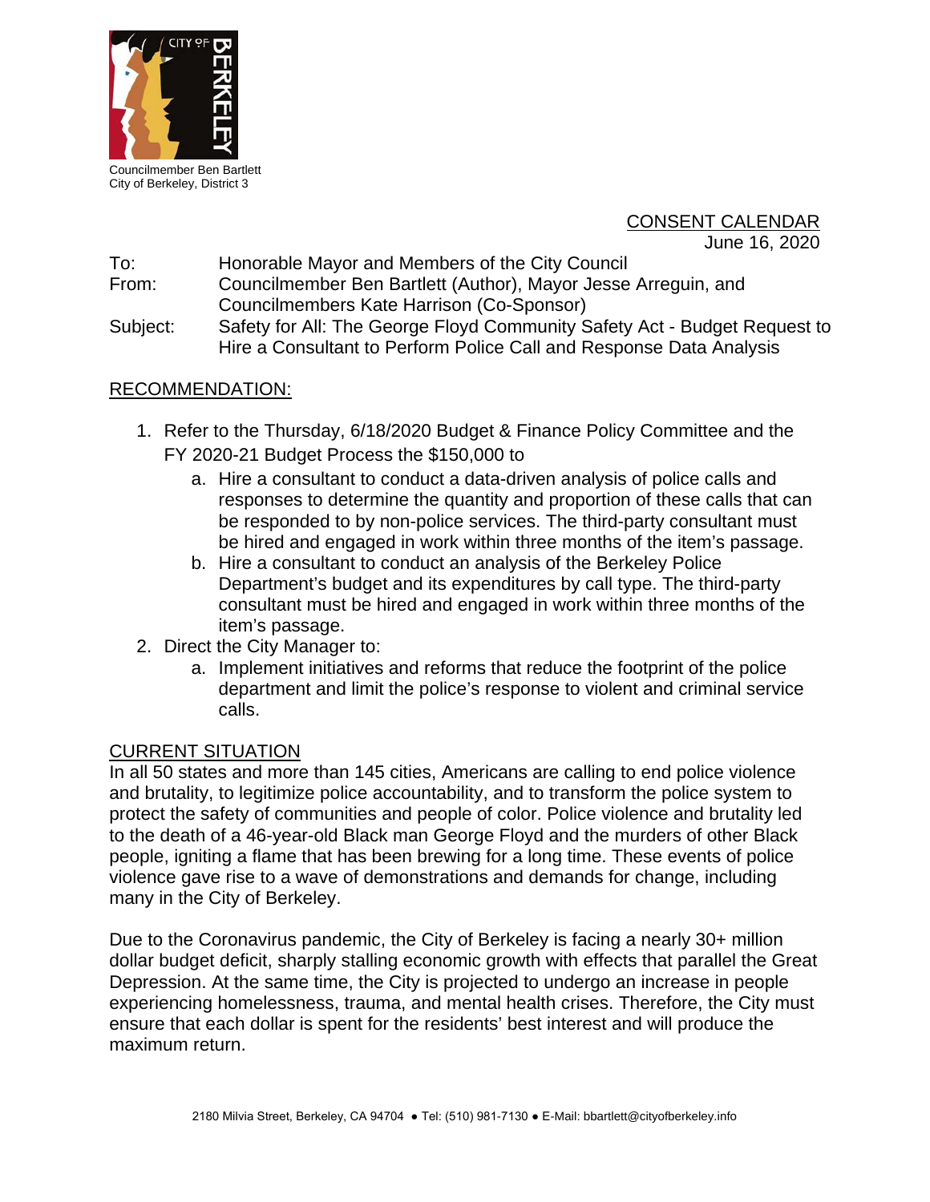Councilmember Ben Bartlett
City of Berkeley, District 3

CONSENT CALENDAR
June 16, 2020

To: Honorable Mayor and Members of the City Council

From: Councilmember Ben Bartlett (Author), Mayor Jesse Arreguin, and Councilmembers Kate Harrison (Co-Sponsor)

Subject: Safety for All: The George Floyd Community Safety Act - Budget Request to Hire a Consultant to Perform Police Call and Response Data Analysis

## RECOMMENDATION:

1. Refer to the Thursday, 6/18/2020 Budget & Finance Policy Committee and the FY 2020-21 Budget Process the $150,000 to
   a. Hire a consultant to conduct a data-driven analysis of police calls and responses to determine the quantity and proportion of these calls that can be responded to by non-police services. The third-party consultant must be hired and engaged in work within three months of the item's passage.
   b. Hire a consultant to conduct an analysis of the Berkeley Police Department's budget and its expenditures by call type. The third-party consultant must be hired and engaged in work within three months of the item's passage.
2. Direct the City Manager to:
   a. Implement initiatives and reforms that reduce the footprint of the police department and limit the police's response to violent and criminal service calls.

## CURRENT SITUATION

In all 50 states and more than 145 cities, Americans are calling to end police violence and brutality, to legitimize police accountability, and to transform the police system to protect the safety of communities and people of color. Police violence and brutality led to the death of a 46-year-old Black man George Floyd and the murders of other Black people, igniting a flame that has been brewing for a long time. These events of police violence gave rise to a wave of demonstrations and demands for change, including many in the City of Berkeley.

Due to the Coronavirus pandemic, the City of Berkeley is facing a nearly 30+ million dollar budget deficit, sharply stalling economic growth with effects that parallel the Great Depression. At the same time, the City is projected to undergo an increase in people experiencing homelessness, trauma, and mental health crises. Therefore, the City must ensure that each dollar is spent for the residents' best interest and will produce the maximum return.

2180 Milvia Street, Berkeley, CA 94704 ● Tel: (510) 981-7130 ● E-Mail: bbartlett@cityofberkeley.info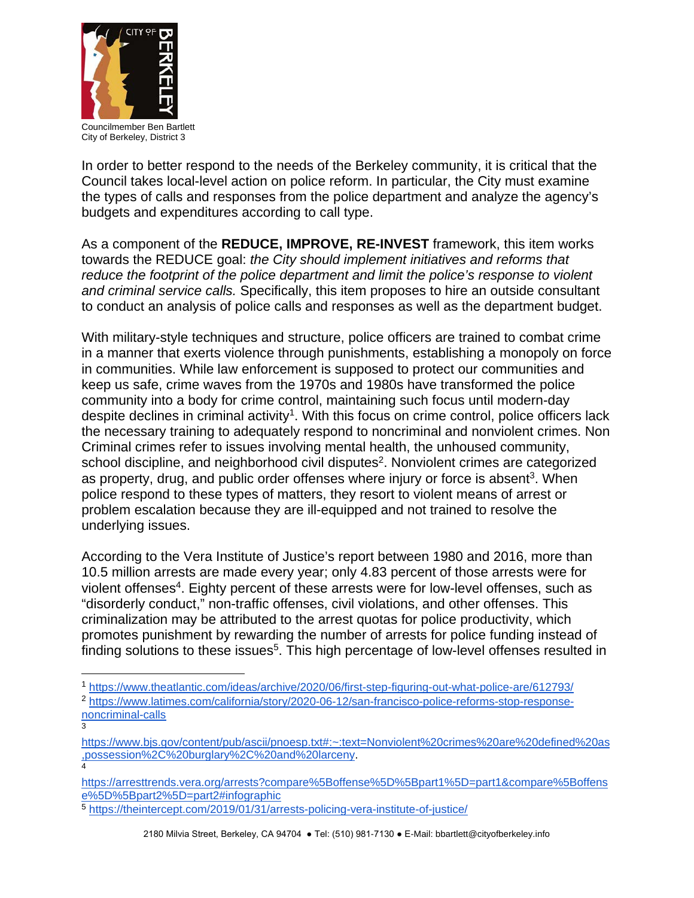Councilmember Ben Bartlett
City of Berkeley, District 3

In order to better respond to the needs of the Berkeley community, it is critical that the Council takes local-level action on police reform. In particular, the City must examine the types of calls and responses from the police department and analyze the agency's budgets and expenditures according to call type.

As a component of the **REDUCE, IMPROVE, RE-INVEST** framework, this item works towards the REDUCE goal: *the City should implement initiatives and reforms that reduce the footprint of the police department and limit the police's response to violent and criminal service calls.* Specifically, this item proposes to hire an outside consultant to conduct an analysis of police calls and responses as well as the department budget.

With military-style techniques and structure, police officers are trained to combat crime in a manner that exerts violence through punishments, establishing a monopoly on force in communities. While law enforcement is supposed to protect our communities and keep us safe, crime waves from the 1970s and 1980s have transformed the police community into a body for crime control, maintaining such focus until modern-day despite declines in criminal activity[1]. With this focus on crime control, police officers lack the necessary training to adequately respond to noncriminal and nonviolent crimes. Non Criminal crimes refer to issues involving mental health, the unhoused community, school discipline, and neighborhood civil disputes[2]. Nonviolent crimes are categorized as property, drug, and public order offenses where injury or force is absent[3]. When police respond to these types of matters, they resort to violent means of arrest or problem escalation because they are ill-equipped and not trained to resolve the underlying issues.

According to the Vera Institute of Justice's report between 1980 and 2016, more than 10.5 million arrests are made every year; only 4.83 percent of those arrests were for violent offenses[4]. Eighty percent of these arrests were for low-level offenses, such as "disorderly conduct," non-traffic offenses, civil violations, and other offenses. This criminalization may be attributed to the arrest quotas for police productivity, which promotes punishment by rewarding the number of arrests for police funding instead of finding solutions to these issues[5]. This high percentage of low-level offenses resulted in

---

[1] https://www.theatlantic.com/ideas/archive/2020/06/first-step-figuring-out-what-police-are/612793/

[2] https://www.latimes.com/california/story/2020-06-12/san-francisco-police-reforms-stop-response-noncriminal-calls

[3] https://www.bjs.gov/content/pub/ascii/pnoesp.txt#:~:text=Nonviolent%20crimes%20are%20defined%20as,possession%2C%20burglary%2C%20and%20larceny.

[4] https://arresttrends.vera.org/arrests?compare%5Boffense%5D%5Bpart1%5D=part1&compare%5Boffense%5D%5Bpart2%5D=part2#infographic

[5] https://theintercept.com/2019/01/31/arrests-policing-vera-institute-of-justice/

2180 Milvia Street, Berkeley, CA 94704 ● Tel: (510) 981-7130 ● E-Mail: bbartlett@cityofberkeley.info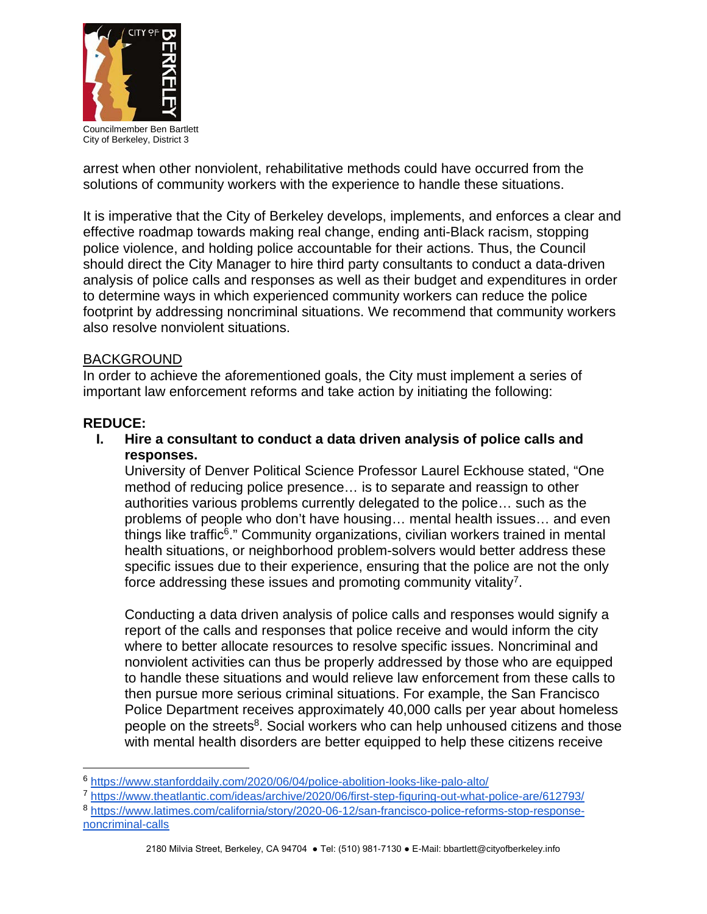arrest when other nonviolent, rehabilitative methods could have occurred from the solutions of community workers with the experience to handle these situations.

It is imperative that the City of Berkeley develops, implements, and enforces a clear and effective roadmap towards making real change, ending anti-Black racism, stopping police violence, and holding police accountable for their actions. Thus, the Council should direct the City Manager to hire third party consultants to conduct a data-driven analysis of police calls and responses as well as their budget and expenditures in order to determine ways in which experienced community workers can reduce the police footprint by addressing noncriminal situations. We recommend that community workers also resolve nonviolent situations.

<u>BACKGROUND</u>

In order to achieve the aforementioned goals, the City must implement a series of important law enforcement reforms and take action by initiating the following:

**REDUCE:**

I. **Hire a consultant to conduct a data driven analysis of police calls and responses.**

University of Denver Political Science Professor Laurel Eckhouse stated, "One method of reducing police presence… is to separate and reassign to other authorities various problems currently delegated to the police… such as the problems of people who don't have housing… mental health issues… and even things like traffic[6]." Community organizations, civilian workers trained in mental health situations, or neighborhood problem-solvers would better address these specific issues due to their experience, ensuring that the police are not the only force addressing these issues and promoting community vitality[7].

Conducting a data driven analysis of police calls and responses would signify a report of the calls and responses that police receive and would inform the city where to better allocate resources to resolve specific issues. Noncriminal and nonviolent activities can thus be properly addressed by those who are equipped to handle these situations and would relieve law enforcement from these calls to then pursue more serious criminal situations. For example, the San Francisco Police Department receives approximately 40,000 calls per year about homeless people on the streets[8]. Social workers who can help unhoused citizens and those with mental health disorders are better equipped to help these citizens receive

---

[6] https://www.stanforddaily.com/2020/06/04/police-abolition-looks-like-palo-alto/

[7] https://www.theatlantic.com/ideas/archive/2020/06/first-step-figuring-out-what-police-are/612793/

[8] https://www.latimes.com/california/story/2020-06-12/san-francisco-police-reforms-stop-response-noncriminal-calls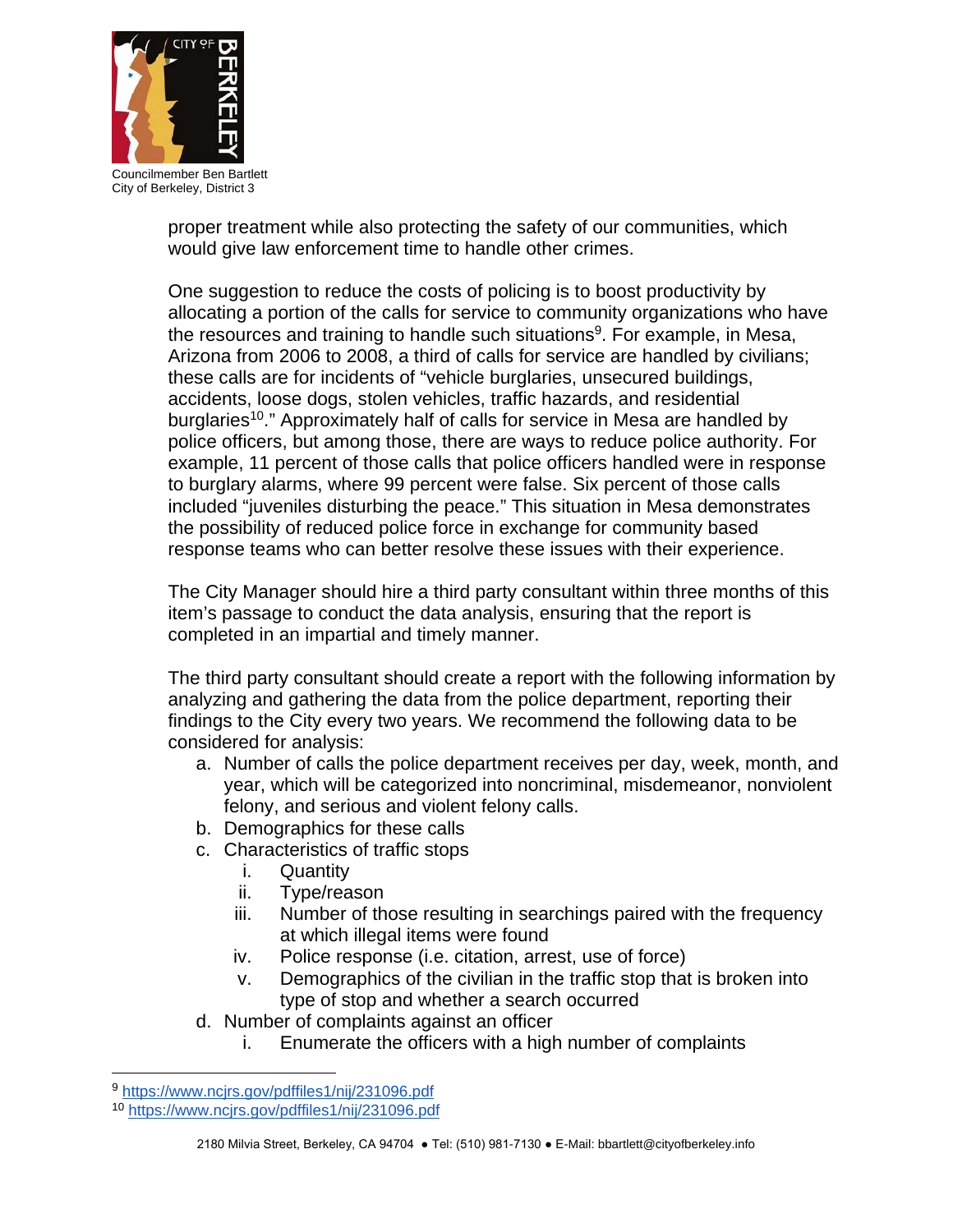proper treatment while also protecting the safety of our communities, which would give law enforcement time to handle other crimes.

One suggestion to reduce the costs of policing is to boost productivity by allocating a portion of the calls for service to community organizations who have the resources and training to handle such situations[9]. For example, in Mesa, Arizona from 2006 to 2008, a third of calls for service are handled by civilians; these calls are for incidents of "vehicle burglaries, unsecured buildings, accidents, loose dogs, stolen vehicles, traffic hazards, and residential burglaries[10]." Approximately half of calls for service in Mesa are handled by police officers, but among those, there are ways to reduce police authority. For example, 11 percent of those calls that police officers handled were in response to burglary alarms, where 99 percent were false. Six percent of those calls included "juveniles disturbing the peace." This situation in Mesa demonstrates the possibility of reduced police force in exchange for community based response teams who can better resolve these issues with their experience.

The City Manager should hire a third party consultant within three months of this item's passage to conduct the data analysis, ensuring that the report is completed in an impartial and timely manner.

The third party consultant should create a report with the following information by analyzing and gathering the data from the police department, reporting their findings to the City every two years. We recommend the following data to be considered for analysis:

a. Number of calls the police department receives per day, week, month, and year, which will be categorized into noncriminal, misdemeanor, nonviolent felony, and serious and violent felony calls.
b. Demographics for these calls
c. Characteristics of traffic stops
    i. Quantity
    ii. Type/reason
    iii. Number of those resulting in searchings paired with the frequency at which illegal items were found
    iv. Police response (i.e. citation, arrest, use of force)
    v. Demographics of the civilian in the traffic stop that is broken into type of stop and whether a search occurred
d. Number of complaints against an officer
    i. Enumerate the officers with a high number of complaints

[9] https://www.ncjrs.gov/pdffiles1/nij/231096.pdf

[10] https://www.ncjrs.gov/pdffiles1/nij/231096.pdf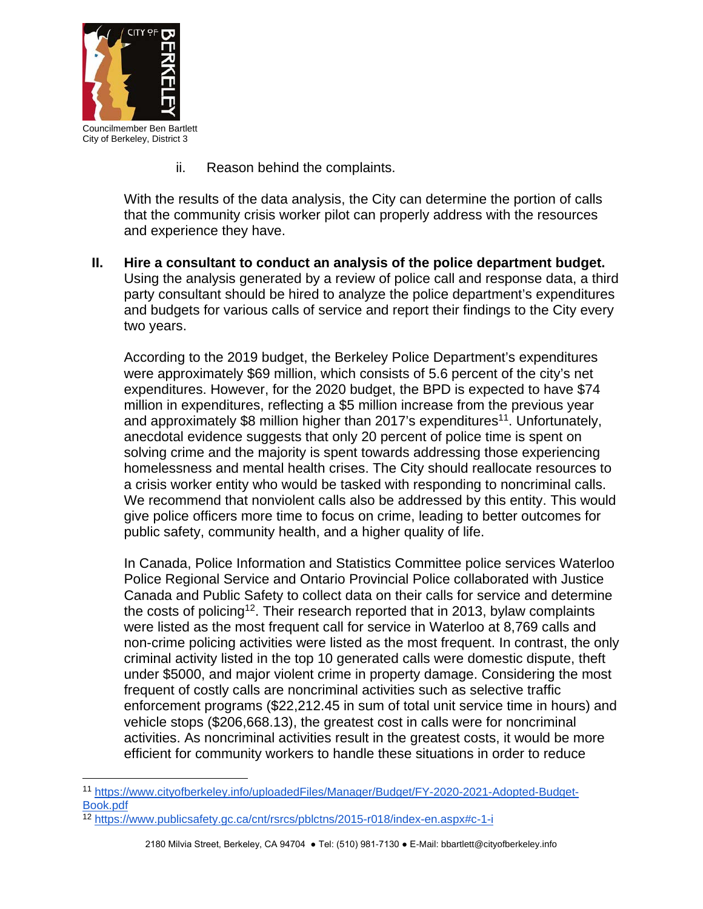ii. Reason behind the complaints.

With the results of the data analysis, the City can determine the portion of calls that the community crisis worker pilot can properly address with the resources and experience they have.

**II. Hire a consultant to conduct an analysis of the police department budget.** Using the analysis generated by a review of police call and response data, a third party consultant should be hired to analyze the police department's expenditures and budgets for various calls of service and report their findings to the City every two years.

According to the 2019 budget, the Berkeley Police Department's expenditures were approximately $69 million, which consists of 5.6 percent of the city's net expenditures. However, for the 2020 budget, the BPD is expected to have $74 million in expenditures, reflecting a $5 million increase from the previous year and approximately $8 million higher than 2017's expenditures[11]. Unfortunately, anecdotal evidence suggests that only 20 percent of police time is spent on solving crime and the majority is spent towards addressing those experiencing homelessness and mental health crises. The City should reallocate resources to a crisis worker entity who would be tasked with responding to noncriminal calls. We recommend that nonviolent calls also be addressed by this entity. This would give police officers more time to focus on crime, leading to better outcomes for public safety, community health, and a higher quality of life.

In Canada, Police Information and Statistics Committee police services Waterloo Police Regional Service and Ontario Provincial Police collaborated with Justice Canada and Public Safety to collect data on their calls for service and determine the costs of policing[12]. Their research reported that in 2013, bylaw complaints were listed as the most frequent call for service in Waterloo at 8,769 calls and non-crime policing activities were listed as the most frequent. In contrast, the only criminal activity listed in the top 10 generated calls were domestic dispute, theft under $5000, and major violent crime in property damage. Considering the most frequent of costly calls are noncriminal activities such as selective traffic enforcement programs ($22,212.45 in sum of total unit service time in hours) and vehicle stops ($206,668.13), the greatest cost in calls were for noncriminal activities. As noncriminal activities result in the greatest costs, it would be more efficient for community workers to handle these situations in order to reduce

---

[11] https://www.cityofberkeley.info/uploadedFiles/Manager/Budget/FY-2020-2021-Adopted-Budget-Book.pdf

[12] https://www.publicsafety.gc.ca/cnt/rsrcs/pblctns/2015-r018/index-en.aspx#c-1-i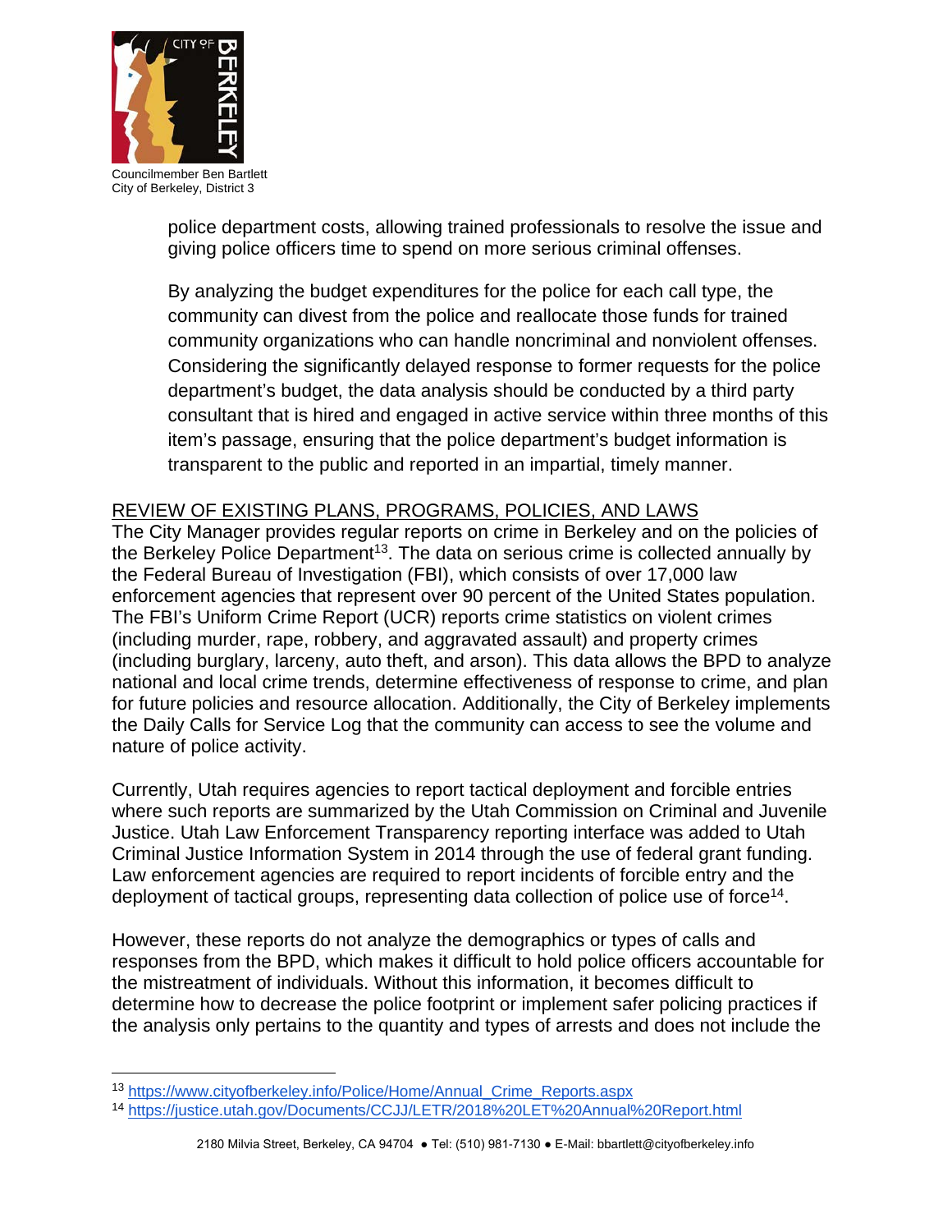police department costs, allowing trained professionals to resolve the issue and giving police officers time to spend on more serious criminal offenses.

By analyzing the budget expenditures for the police for each call type, the community can divest from the police and reallocate those funds for trained community organizations who can handle noncriminal and nonviolent offenses. Considering the significantly delayed response to former requests for the police department's budget, the data analysis should be conducted by a third party consultant that is hired and engaged in active service within three months of this item's passage, ensuring that the police department's budget information is transparent to the public and reported in an impartial, timely manner.

## REVIEW OF EXISTING PLANS, PROGRAMS, POLICIES, AND LAWS

The City Manager provides regular reports on crime in Berkeley and on the policies of the Berkeley Police Department[13]. The data on serious crime is collected annually by the Federal Bureau of Investigation (FBI), which consists of over 17,000 law enforcement agencies that represent over 90 percent of the United States population. The FBI's Uniform Crime Report (UCR) reports crime statistics on violent crimes (including murder, rape, robbery, and aggravated assault) and property crimes (including burglary, larceny, auto theft, and arson). This data allows the BPD to analyze national and local crime trends, determine effectiveness of response to crime, and plan for future policies and resource allocation. Additionally, the City of Berkeley implements the Daily Calls for Service Log that the community can access to see the volume and nature of police activity.

Currently, Utah requires agencies to report tactical deployment and forcible entries where such reports are summarized by the Utah Commission on Criminal and Juvenile Justice. Utah Law Enforcement Transparency reporting interface was added to Utah Criminal Justice Information System in 2014 through the use of federal grant funding. Law enforcement agencies are required to report incidents of forcible entry and the deployment of tactical groups, representing data collection of police use of force[14].

However, these reports do not analyze the demographics or types of calls and responses from the BPD, which makes it difficult to hold police officers accountable for the mistreatment of individuals. Without this information, it becomes difficult to determine how to decrease the police footprint or implement safer policing practices if the analysis only pertains to the quantity and types of arrests and does not include the

---

[13] https://www.cityofberkeley.info/Police/Home/Annual_Crime_Reports.aspx

[14] https://justice.utah.gov/Documents/CCJJ/LETR/2018%20LET%20Annual%20Report.html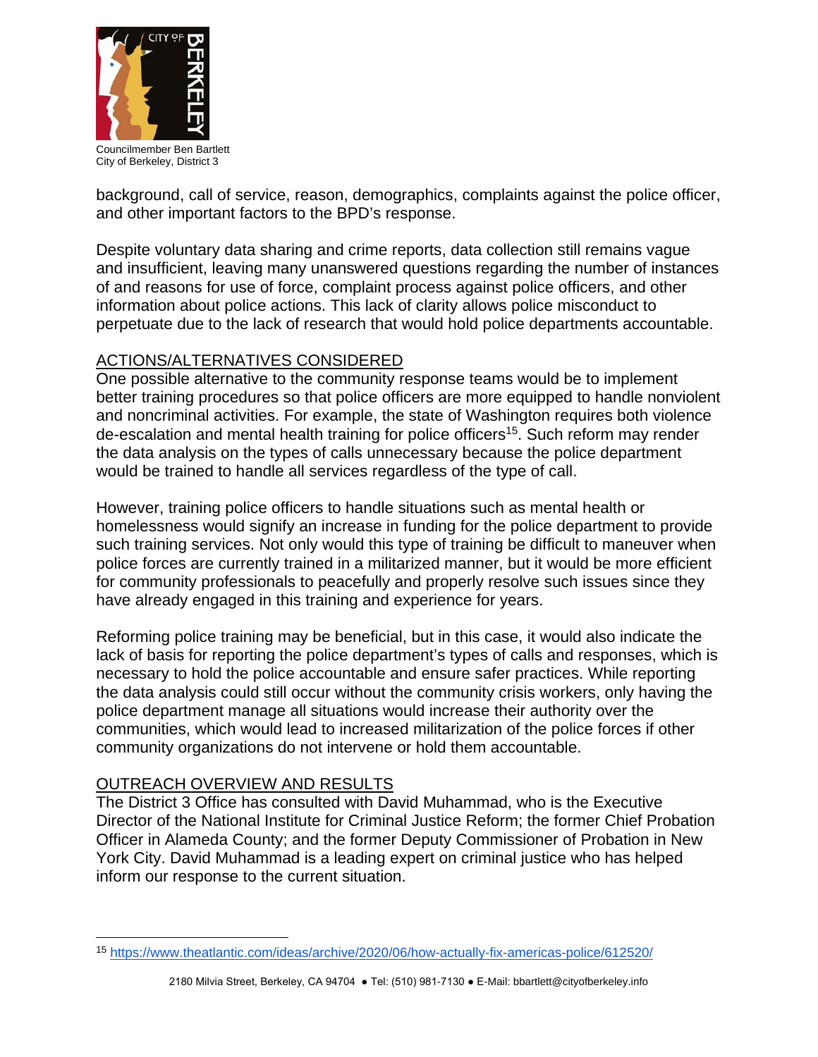background, call of service, reason, demographics, complaints against the police officer, and other important factors to the BPD's response.

Despite voluntary data sharing and crime reports, data collection still remains vague and insufficient, leaving many unanswered questions regarding the number of instances of and reasons for use of force, complaint process against police officers, and other information about police actions. This lack of clarity allows police misconduct to perpetuate due to the lack of research that would hold police departments accountable.

## ACTIONS/ALTERNATIVES CONSIDERED

One possible alternative to the community response teams would be to implement better training procedures so that police officers are more equipped to handle nonviolent and noncriminal activities. For example, the state of Washington requires both violence de-escalation and mental health training for police officers[15]. Such reform may render the data analysis on the types of calls unnecessary because the police department would be trained to handle all services regardless of the type of call.

However, training police officers to handle situations such as mental health or homelessness would signify an increase in funding for the police department to provide such training services. Not only would this type of training be difficult to maneuver when police forces are currently trained in a militarized manner, but it would be more efficient for community professionals to peacefully and properly resolve such issues since they have already engaged in this training and experience for years.

Reforming police training may be beneficial, but in this case, it would also indicate the lack of basis for reporting the police department's types of calls and responses, which is necessary to hold the police accountable and ensure safer practices. While reporting the data analysis could still occur without the community crisis workers, only having the police department manage all situations would increase their authority over the communities, which would lead to increased militarization of the police forces if other community organizations do not intervene or hold them accountable.

## OUTREACH OVERVIEW AND RESULTS

The District 3 Office has consulted with David Muhammad, who is the Executive Director of the National Institute for Criminal Justice Reform; the former Chief Probation Officer in Alameda County; and the former Deputy Commissioner of Probation in New York City. David Muhammad is a leading expert on criminal justice who has helped inform our response to the current situation.

---

[15] https://www.theatlantic.com/ideas/archive/2020/06/how-actually-fix-americas-police/612520/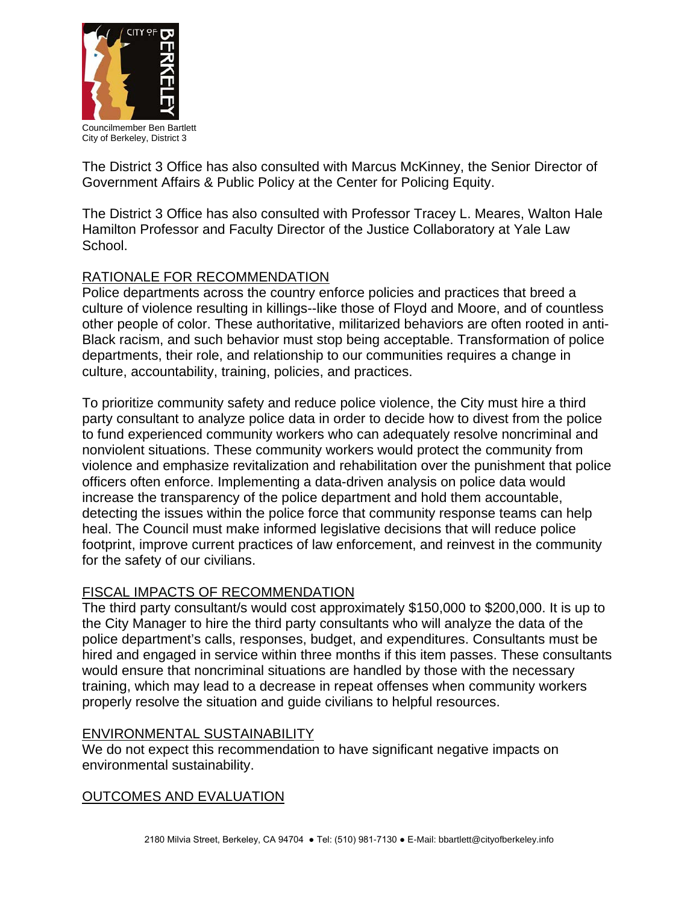The District 3 Office has also consulted with Marcus McKinney, the Senior Director of Government Affairs & Public Policy at the Center for Policing Equity.

The District 3 Office has also consulted with Professor Tracey L. Meares, Walton Hale Hamilton Professor and Faculty Director of the Justice Collaboratory at Yale Law School.

## RATIONALE FOR RECOMMENDATION

Police departments across the country enforce policies and practices that breed a culture of violence resulting in killings--like those of Floyd and Moore, and of countless other people of color. These authoritative, militarized behaviors are often rooted in anti-Black racism, and such behavior must stop being acceptable. Transformation of police departments, their role, and relationship to our communities requires a change in culture, accountability, training, policies, and practices.

To prioritize community safety and reduce police violence, the City must hire a third party consultant to analyze police data in order to decide how to divest from the police to fund experienced community workers who can adequately resolve noncriminal and nonviolent situations. These community workers would protect the community from violence and emphasize revitalization and rehabilitation over the punishment that police officers often enforce. Implementing a data-driven analysis on police data would increase the transparency of the police department and hold them accountable, detecting the issues within the police force that community response teams can help heal. The Council must make informed legislative decisions that will reduce police footprint, improve current practices of law enforcement, and reinvest in the community for the safety of our civilians.

## FISCAL IMPACTS OF RECOMMENDATION

The third party consultant/s would cost approximately $150,000 to $200,000. It is up to the City Manager to hire the third party consultants who will analyze the data of the police department's calls, responses, budget, and expenditures. Consultants must be hired and engaged in service within three months if this item passes. These consultants would ensure that noncriminal situations are handled by those with the necessary training, which may lead to a decrease in repeat offenses when community workers properly resolve the situation and guide civilians to helpful resources.

## ENVIRONMENTAL SUSTAINABILITY

We do not expect this recommendation to have significant negative impacts on environmental sustainability.

## OUTCOMES AND EVALUATION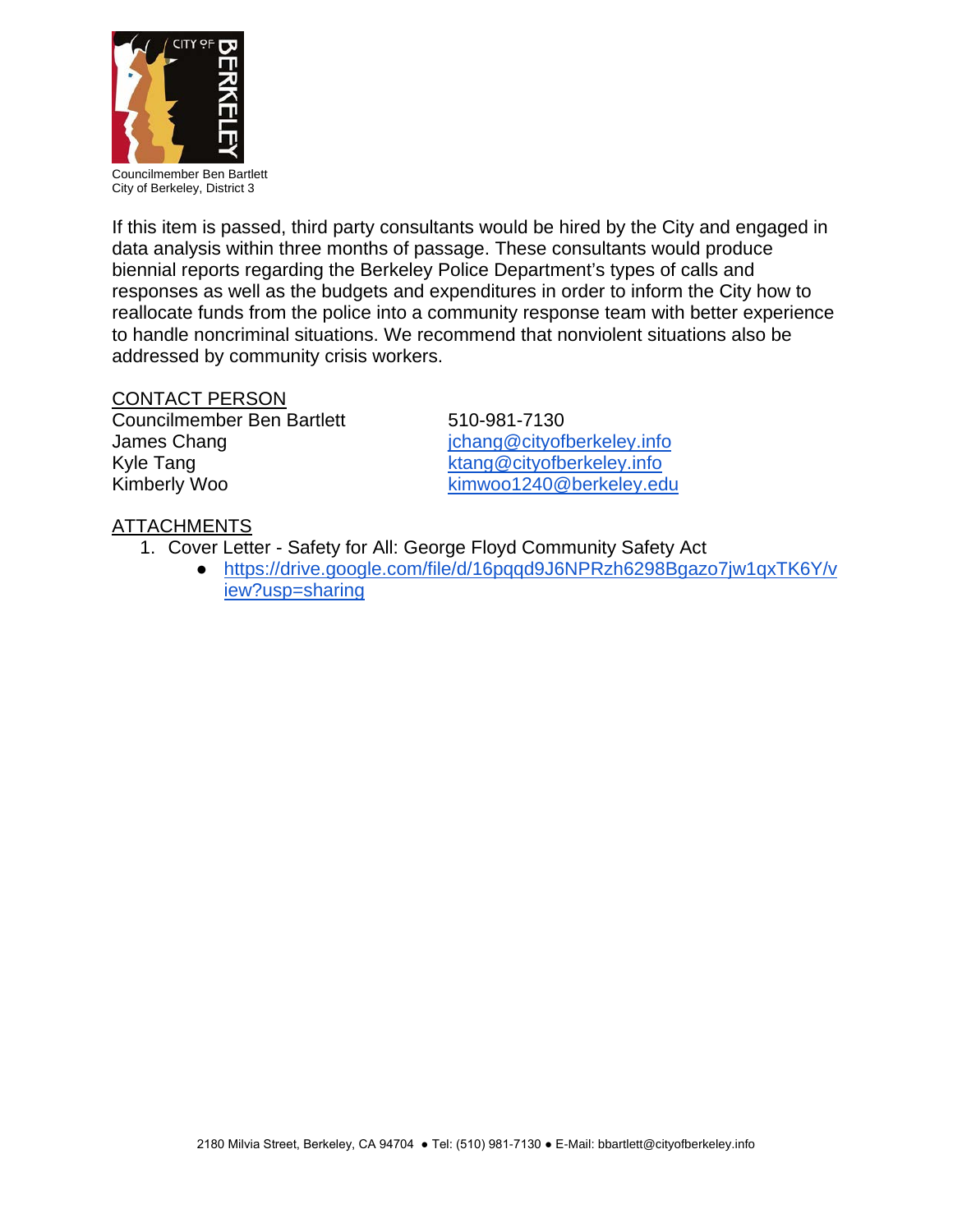Councilmember Ben Bartlett
City of Berkeley, District 3

If this item is passed, third party consultants would be hired by the City and engaged in data analysis within three months of passage. These consultants would produce biennial reports regarding the Berkeley Police Department's types of calls and responses as well as the budgets and expenditures in order to inform the City how to reallocate funds from the police into a community response team with better experience to handle noncriminal situations. We recommend that nonviolent situations also be addressed by community crisis workers.

CONTACT PERSON

| | |
|---|---|
| Councilmember Ben Bartlett | 510-981-7130 |
| James Chang | jchang@cityofberkeley.info |
| Kyle Tang | ktang@cityofberkeley.info |
| Kimberly Woo | kimwoo1240@berkeley.edu |

ATTACHMENTS

1. Cover Letter - Safety for All: George Floyd Community Safety Act
   - https://drive.google.com/file/d/16pqqd9J6NPRzh6298Bgazo7jw1qxTK6Y/view?usp=sharing

2180 Milvia Street, Berkeley, CA 94704 ● Tel: (510) 981-7130 ● E-Mail: bbartlett@cityofberkeley.info